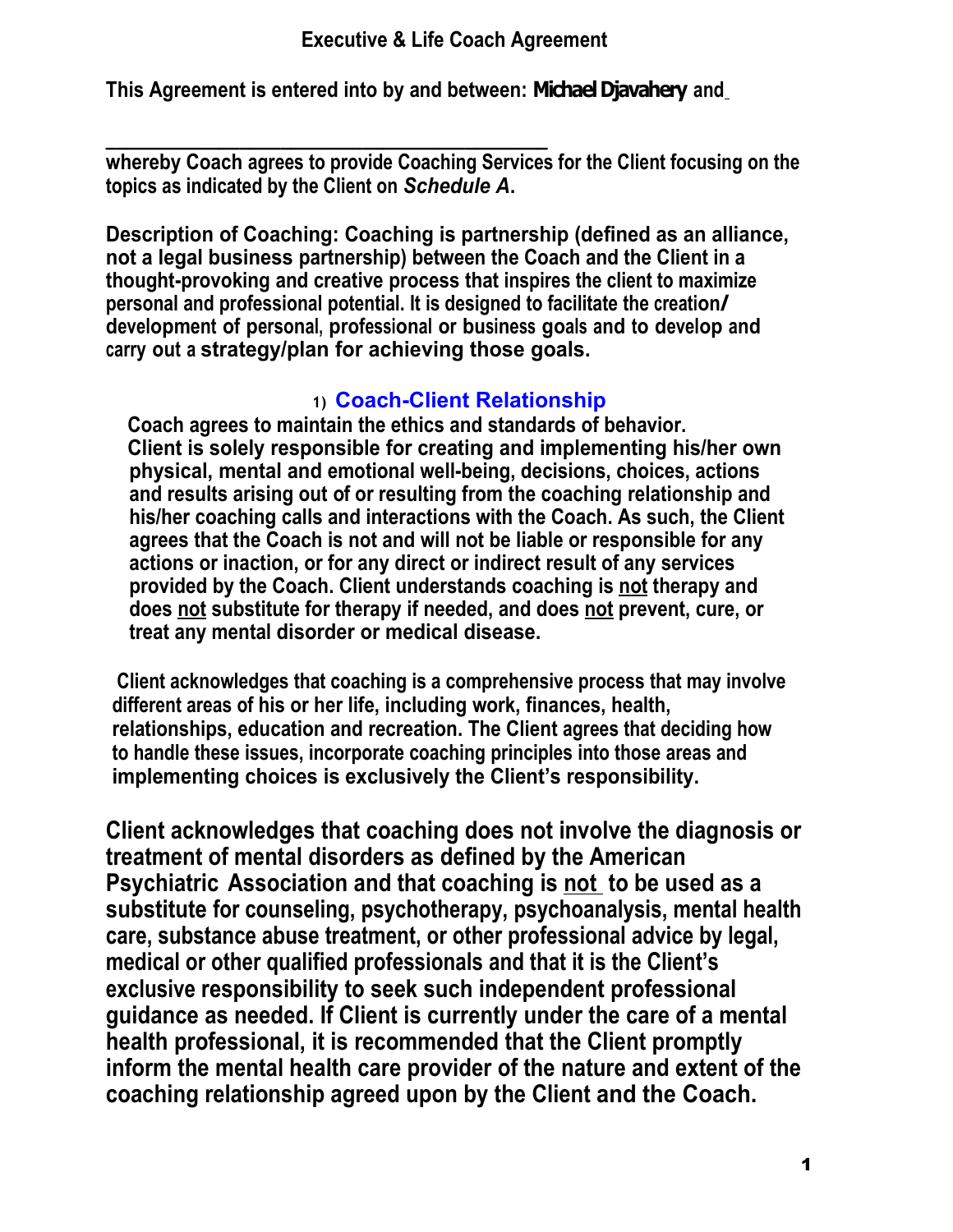# Executive & Life Coach Agreement

**This Agreement is entered into by and between: Michael Djavahery and**

**________________________________________**
**whereby Coach agrees to provide Coaching Services for the Client focusing on the topics as indicated by the Client on *Schedule A*.**

**Description of Coaching: Coaching is partnership (defined as an alliance, not a legal business partnership) between the Coach and the Client in a thought-provoking and creative process that inspires the client to maximize personal and professional potential. It is designed to facilitate the creation/ development of personal, professional or business goals and to develop and carry out a strategy/plan for achieving those goals.**

## 1) Coach-Client Relationship

**Coach agrees to maintain the ethics and standards of behavior.**
**Client is solely responsible for creating and implementing his/her own physical, mental and emotional well-being, decisions, choices, actions and results arising out of or resulting from the coaching relationship and his/her coaching calls and interactions with the Coach. As such, the Client agrees that the Coach is not and will not be liable or responsible for any actions or inaction, or for any direct or indirect result of any services provided by the Coach. Client understands coaching is <u>not</u> therapy and does <u>not</u> substitute for therapy if needed, and does <u>not</u> prevent, cure, or treat any mental disorder or medical disease.**

**Client acknowledges that coaching is a comprehensive process that may involve different areas of his or her life, including work, finances, health, relationships, education and recreation. The Client agrees that deciding how to handle these issues, incorporate coaching principles into those areas and implementing choices is exclusively the Client's responsibility.**

**Client acknowledges that coaching does not involve the diagnosis or treatment of mental disorders as defined by the American Psychiatric Association and that coaching is <u>not</u> to be used as a substitute for counseling, psychotherapy, psychoanalysis, mental health care, substance abuse treatment, or other professional advice by legal, medical or other qualified professionals and that it is the Client's exclusive responsibility to seek such independent professional guidance as needed. If Client is currently under the care of a mental health professional, it is recommended that the Client promptly inform the mental health care provider of the nature and extent of the coaching relationship agreed upon by the Client and the Coach.**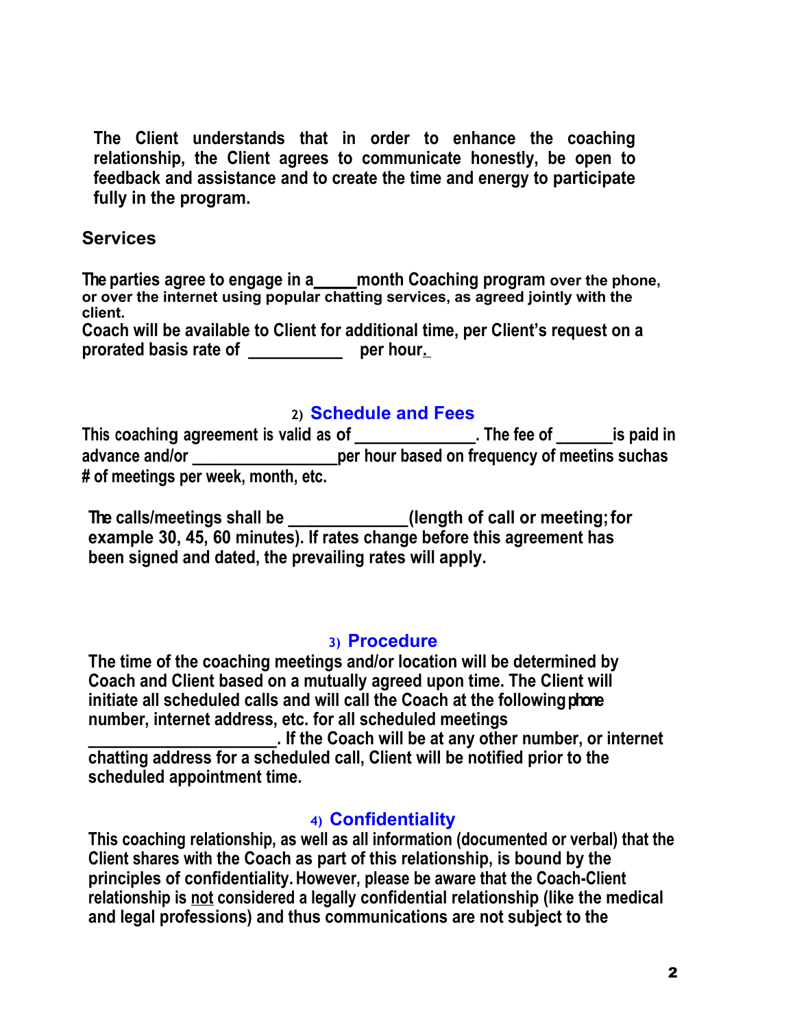**The Client understands that in order to enhance the coaching relationship, the Client agrees to communicate honestly, be open to feedback and assistance and to create the time and energy to participate fully in the program.**

## Services

**The parties agree to engage in a_____month Coaching program over the phone, or over the internet using popular chatting services, as agreed jointly with the client.**
**Coach will be available to Client for additional time, per Client's request on a prorated basis rate of ___________ per hour.**

## 2) Schedule and Fees

**This coaching agreement is valid as of ______________. The fee of _______is paid in advance and/or _________________per hour based on frequency of meetins suchas # of meetings per week, month, etc.**

**The calls/meetings shall be _____________(length of call or meeting; for example 30, 45, 60 minutes). If rates change before this agreement has been signed and dated, the prevailing rates will apply.**

## 3) Procedure

**The time of the coaching meetings and/or location will be determined by Coach and Client based on a mutually agreed upon time. The Client will initiate all scheduled calls and will call the Coach at the following phone number, internet address, etc. for all scheduled meetings _____________________. If the Coach will be at any other number, or internet chatting address for a scheduled call, Client will be notified prior to the scheduled appointment time.**

## 4) Confidentiality

**This coaching relationship, as well as all information (documented or verbal) that the Client shares with the Coach as part of this relationship, is bound by the principles of confidentiality. However, please be aware that the Coach-Client relationship is not considered a legally confidential relationship (like the medical and legal professions) and thus communications are not subject to the**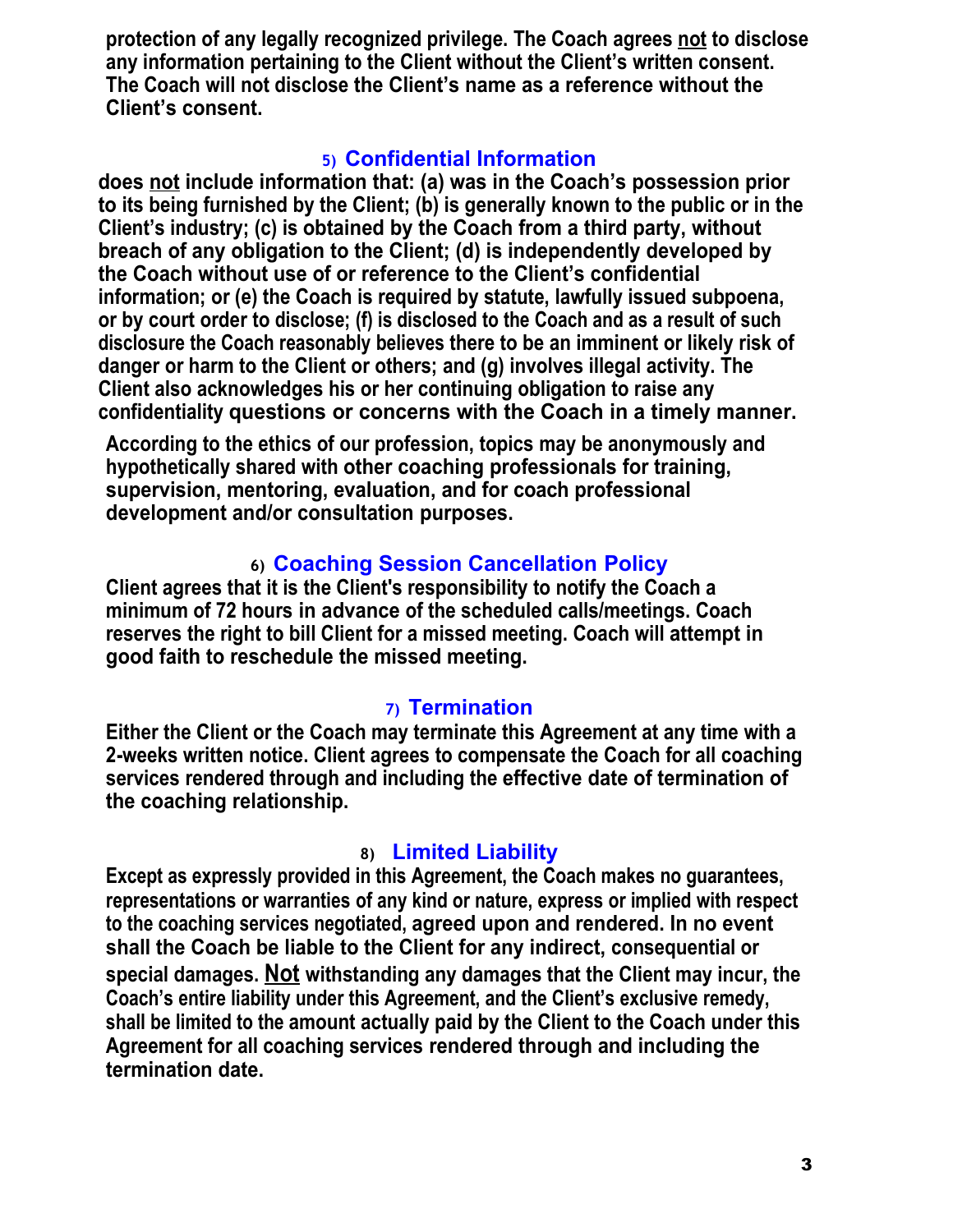**protection of any legally recognized privilege. The Coach agrees <u>not</u> to disclose any information pertaining to the Client without the Client's written consent. The Coach will not disclose the Client's name as a reference without the Client's consent.**

## 5) Confidential Information

**does <u>not</u> include information that: (a) was in the Coach's possession prior to its being furnished by the Client; (b) is generally known to the public or in the Client's industry; (c) is obtained by the Coach from a third party, without breach of any obligation to the Client; (d) is independently developed by the Coach without use of or reference to the Client's confidential information; or (e) the Coach is required by statute, lawfully issued subpoena, or by court order to disclose; (f) is disclosed to the Coach and as a result of such disclosure the Coach reasonably believes there to be an imminent or likely risk of danger or harm to the Client or others; and (g) involves illegal activity. The Client also acknowledges his or her continuing obligation to raise any confidentiality questions or concerns with the Coach in a timely manner.**

**According to the ethics of our profession, topics may be anonymously and hypothetically shared with other coaching professionals for training, supervision, mentoring, evaluation, and for coach professional development and/or consultation purposes.**

## 6) Coaching Session Cancellation Policy

**Client agrees that it is the Client's responsibility to notify the Coach a minimum of 72 hours in advance of the scheduled calls/meetings. Coach reserves the right to bill Client for a missed meeting. Coach will attempt in good faith to reschedule the missed meeting.**

## 7) Termination

**Either the Client or the Coach may terminate this Agreement at any time with a 2-weeks written notice. Client agrees to compensate the Coach for all coaching services rendered through and including the effective date of termination of the coaching relationship.**

## 8) Limited Liability

**Except as expressly provided in this Agreement, the Coach makes no guarantees, representations or warranties of any kind or nature, express or implied with respect to the coaching services negotiated, agreed upon and rendered. In no event shall the Coach be liable to the Client for any indirect, consequential or special damages. <u>Not</u> withstanding any damages that the Client may incur, the Coach's entire liability under this Agreement, and the Client's exclusive remedy, shall be limited to the amount actually paid by the Client to the Coach under this Agreement for all coaching services rendered through and including the termination date.**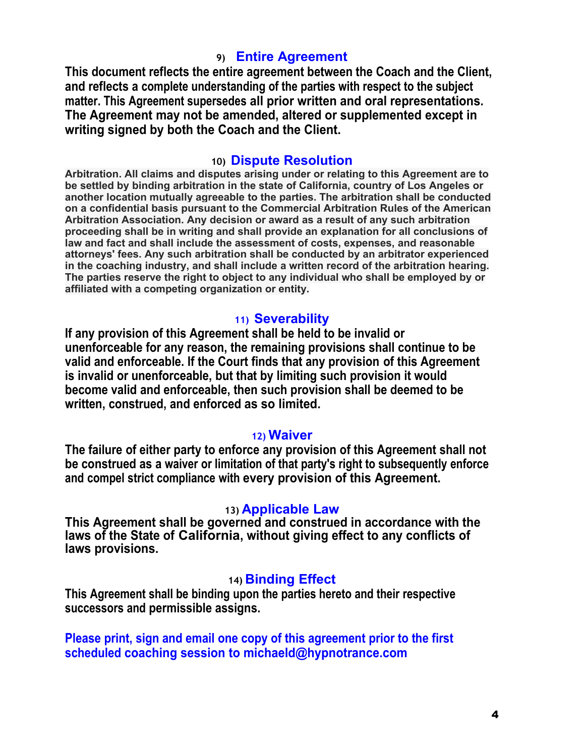## 9) Entire Agreement

**This document reflects the entire agreement between the Coach and the Client, and reflects a complete understanding of the parties with respect to the subject matter. This Agreement supersedes all prior written and oral representations. The Agreement may not be amended, altered or supplemented except in writing signed by both the Coach and the Client.**

## 10) Dispute Resolution

**Arbitration. All claims and disputes arising under or relating to this Agreement are to be settled by binding arbitration in the state of California, country of Los Angeles or another location mutually agreeable to the parties. The arbitration shall be conducted on a confidential basis pursuant to the Commercial Arbitration Rules of the American Arbitration Association. Any decision or award as a result of any such arbitration proceeding shall be in writing and shall provide an explanation for all conclusions of law and fact and shall include the assessment of costs, expenses, and reasonable attorneys' fees. Any such arbitration shall be conducted by an arbitrator experienced in the coaching industry, and shall include a written record of the arbitration hearing. The parties reserve the right to object to any individual who shall be employed by or affiliated with a competing organization or entity.**

## 11) Severability

**If any provision of this Agreement shall be held to be invalid or unenforceable for any reason, the remaining provisions shall continue to be valid and enforceable. If the Court finds that any provision of this Agreement is invalid or unenforceable, but that by limiting such provision it would become valid and enforceable, then such provision shall be deemed to be written, construed, and enforced as so limited.**

## 12) Waiver

**The failure of either party to enforce any provision of this Agreement shall not be construed as a waiver or limitation of that party's right to subsequently enforce and compel strict compliance with every provision of this Agreement.**

## 13) Applicable Law

**This Agreement shall be governed and construed in accordance with the laws of the State of California, without giving effect to any conflicts of laws provisions.**

## 14) Binding Effect

**This Agreement shall be binding upon the parties hereto and their respective successors and permissible assigns.**

**Please print, sign and email one copy of this agreement prior to the first scheduled coaching session to michaeld@hypnotrance.com**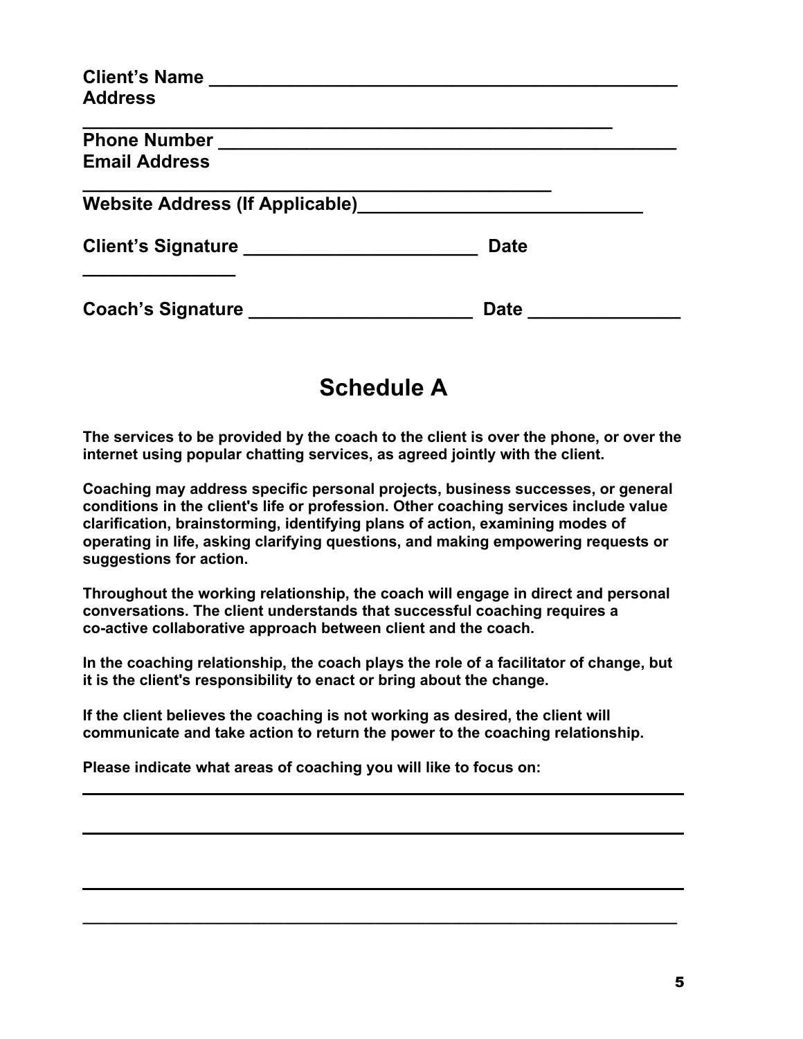**Client's Name** ______________________________________________
**Address**

______________________________________________________

**Phone Number** ______________________________________________
**Email Address**

______________________________________________

**Website Address (If Applicable)**____________________________

**Client's Signature** _______________________ **Date**

_______________

**Coach's Signature** ______________________ **Date** _______________

# Schedule A

**The services to be provided by the coach to the client is over the phone, or over the internet using popular chatting services, as agreed jointly with the client.**

**Coaching may address specific personal projects, business successes, or general conditions in the client's life or profession. Other coaching services include value clarification, brainstorming, identifying plans of action, examining modes of operating in life, asking clarifying questions, and making empowering requests or suggestions for action.**

**Throughout the working relationship, the coach will engage in direct and personal conversations. The client understands that successful coaching requires a co-active collaborative approach between client and the coach.**

**In the coaching relationship, the coach plays the role of a facilitator of change, but it is the client's responsibility to enact or bring about the change.**

**If the client believes the coaching is not working as desired, the client will communicate and take action to return the power to the coaching relationship.**

**Please indicate what areas of coaching you will like to focus on:**

______________________________________________________________

______________________________________________________________

______________________________________________________________

______________________________________________________________